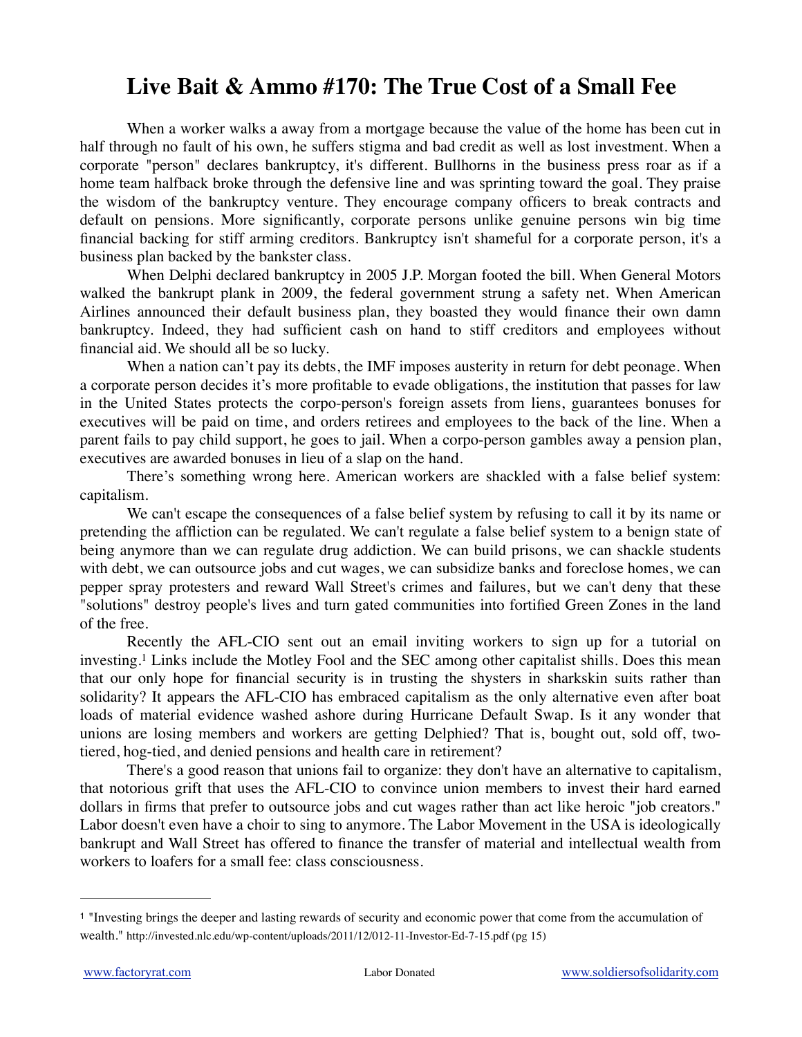# Live Bait & Ammo #170: The True Cost of a Small Fee

When a worker walks a away from a mortgage because the value of the home has been cut in half through no fault of his own, he suffers stigma and bad credit as well as lost investment. When a corporate "person" declares bankruptcy, it's different. Bullhorns in the business press roar as if a home team halfback broke through the defensive line and was sprinting toward the goal. They praise the wisdom of the bankruptcy venture. They encourage company officers to break contracts and default on pensions. More significantly, corporate persons unlike genuine persons win big time financial backing for stiff arming creditors. Bankruptcy isn't shameful for a corporate person, it's a business plan backed by the bankster class.

When Delphi declared bankruptcy in 2005 J.P. Morgan footed the bill. When General Motors walked the bankrupt plank in 2009, the federal government strung a safety net. When American Airlines announced their default business plan, they boasted they would finance their own damn bankruptcy. Indeed, they had sufficient cash on hand to stiff creditors and employees without financial aid. We should all be so lucky.

When a nation can't pay its debts, the IMF imposes austerity in return for debt peonage. When a corporate person decides it's more profitable to evade obligations, the institution that passes for law in the United States protects the corpo-person's foreign assets from liens, guarantees bonuses for executives will be paid on time, and orders retirees and employees to the back of the line. When a parent fails to pay child support, he goes to jail. When a corpo-person gambles away a pension plan, executives are awarded bonuses in lieu of a slap on the hand.

There's something wrong here. American workers are shackled with a false belief system: capitalism.

We can't escape the consequences of a false belief system by refusing to call it by its name or pretending the affliction can be regulated. We can't regulate a false belief system to a benign state of being anymore than we can regulate drug addiction. We can build prisons, we can shackle students with debt, we can outsource jobs and cut wages, we can subsidize banks and foreclose homes, we can pepper spray protesters and reward Wall Street's crimes and failures, but we can't deny that these "solutions" destroy people's lives and turn gated communities into fortified Green Zones in the land of the free.

Recently the AFL-CIO sent out an email inviting workers to sign up for a tutorial on investing.[1] Links include the Motley Fool and the SEC among other capitalist shills. Does this mean that our only hope for financial security is in trusting the shysters in sharkskin suits rather than solidarity? It appears the AFL-CIO has embraced capitalism as the only alternative even after boat loads of material evidence washed ashore during Hurricane Default Swap. Is it any wonder that unions are losing members and workers are getting Delphied? That is, bought out, sold off, two-tiered, hog-tied, and denied pensions and health care in retirement?

There's a good reason that unions fail to organize: they don't have an alternative to capitalism, that notorious grift that uses the AFL-CIO to convince union members to invest their hard earned dollars in firms that prefer to outsource jobs and cut wages rather than act like heroic "job creators." Labor doesn't even have a choir to sing to anymore. The Labor Movement in the USA is ideologically bankrupt and Wall Street has offered to finance the transfer of material and intellectual wealth from workers to loafers for a small fee: class consciousness.

---

[1] "Investing brings the deeper and lasting rewards of security and economic power that come from the accumulation of wealth." http://invested.nlc.edu/wp-content/uploads/2011/12/012-11-Investor-Ed-7-15.pdf (pg 15)

www.factoryrat.com Labor Donated www.soldiersofsolidarity.com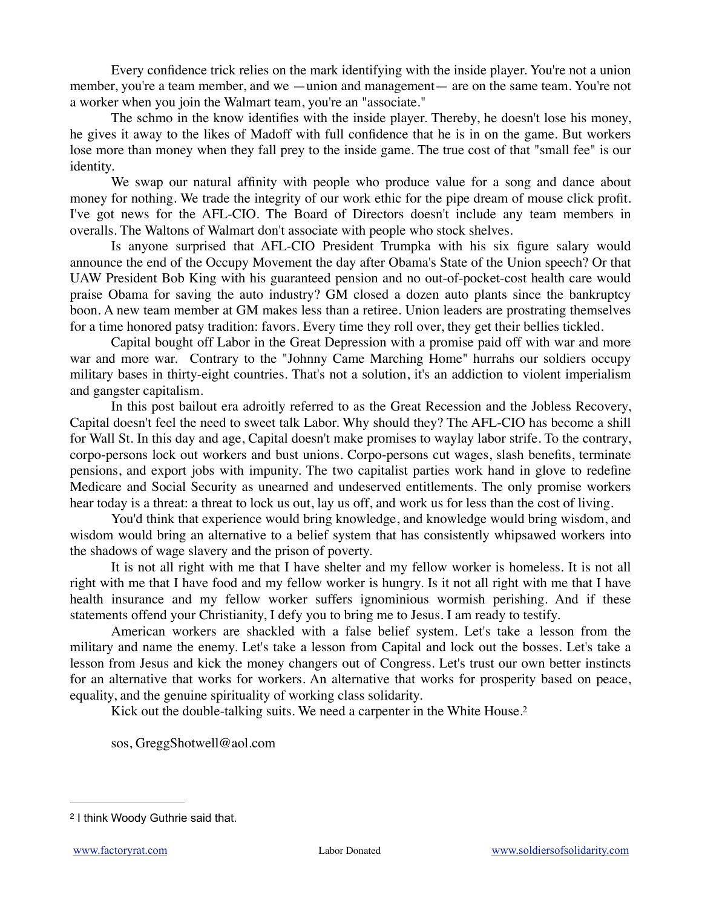Every confidence trick relies on the mark identifying with the inside player. You're not a union member, you're a team member, and we —union and management— are on the same team. You're not a worker when you join the Walmart team, you're an "associate."

The schmo in the know identifies with the inside player. Thereby, he doesn't lose his money, he gives it away to the likes of Madoff with full confidence that he is in on the game. But workers lose more than money when they fall prey to the inside game. The true cost of that "small fee" is our identity.

We swap our natural affinity with people who produce value for a song and dance about money for nothing. We trade the integrity of our work ethic for the pipe dream of mouse click profit. I've got news for the AFL-CIO. The Board of Directors doesn't include any team members in overalls. The Waltons of Walmart don't associate with people who stock shelves.

Is anyone surprised that AFL-CIO President Trumpka with his six figure salary would announce the end of the Occupy Movement the day after Obama's State of the Union speech? Or that UAW President Bob King with his guaranteed pension and no out-of-pocket-cost health care would praise Obama for saving the auto industry? GM closed a dozen auto plants since the bankruptcy boon. A new team member at GM makes less than a retiree. Union leaders are prostrating themselves for a time honored patsy tradition: favors. Every time they roll over, they get their bellies tickled.

Capital bought off Labor in the Great Depression with a promise paid off with war and more war and more war. Contrary to the "Johnny Came Marching Home" hurrahs our soldiers occupy military bases in thirty-eight countries. That's not a solution, it's an addiction to violent imperialism and gangster capitalism.

In this post bailout era adroitly referred to as the Great Recession and the Jobless Recovery, Capital doesn't feel the need to sweet talk Labor. Why should they? The AFL-CIO has become a shill for Wall St. In this day and age, Capital doesn't make promises to waylay labor strife. To the contrary, corpo-persons lock out workers and bust unions. Corpo-persons cut wages, slash benefits, terminate pensions, and export jobs with impunity. The two capitalist parties work hand in glove to redefine Medicare and Social Security as unearned and undeserved entitlements. The only promise workers hear today is a threat: a threat to lock us out, lay us off, and work us for less than the cost of living.

You'd think that experience would bring knowledge, and knowledge would bring wisdom, and wisdom would bring an alternative to a belief system that has consistently whipsawed workers into the shadows of wage slavery and the prison of poverty.

It is not all right with me that I have shelter and my fellow worker is homeless. It is not all right with me that I have food and my fellow worker is hungry. Is it not all right with me that I have health insurance and my fellow worker suffers ignominious wormish perishing. And if these statements offend your Christianity, I defy you to bring me to Jesus. I am ready to testify.

American workers are shackled with a false belief system. Let's take a lesson from the military and name the enemy. Let's take a lesson from Capital and lock out the bosses. Let's take a lesson from Jesus and kick the money changers out of Congress. Let's trust our own better instincts for an alternative that works for workers. An alternative that works for prosperity based on peace, equality, and the genuine spirituality of working class solidarity.

Kick out the double-talking suits. We need a carpenter in the White House.[2]

sos, GreggShotwell@aol.com

---

[2] I think Woody Guthrie said that.

www.factoryrat.com | Labor Donated | www.soldiersofsolidarity.com